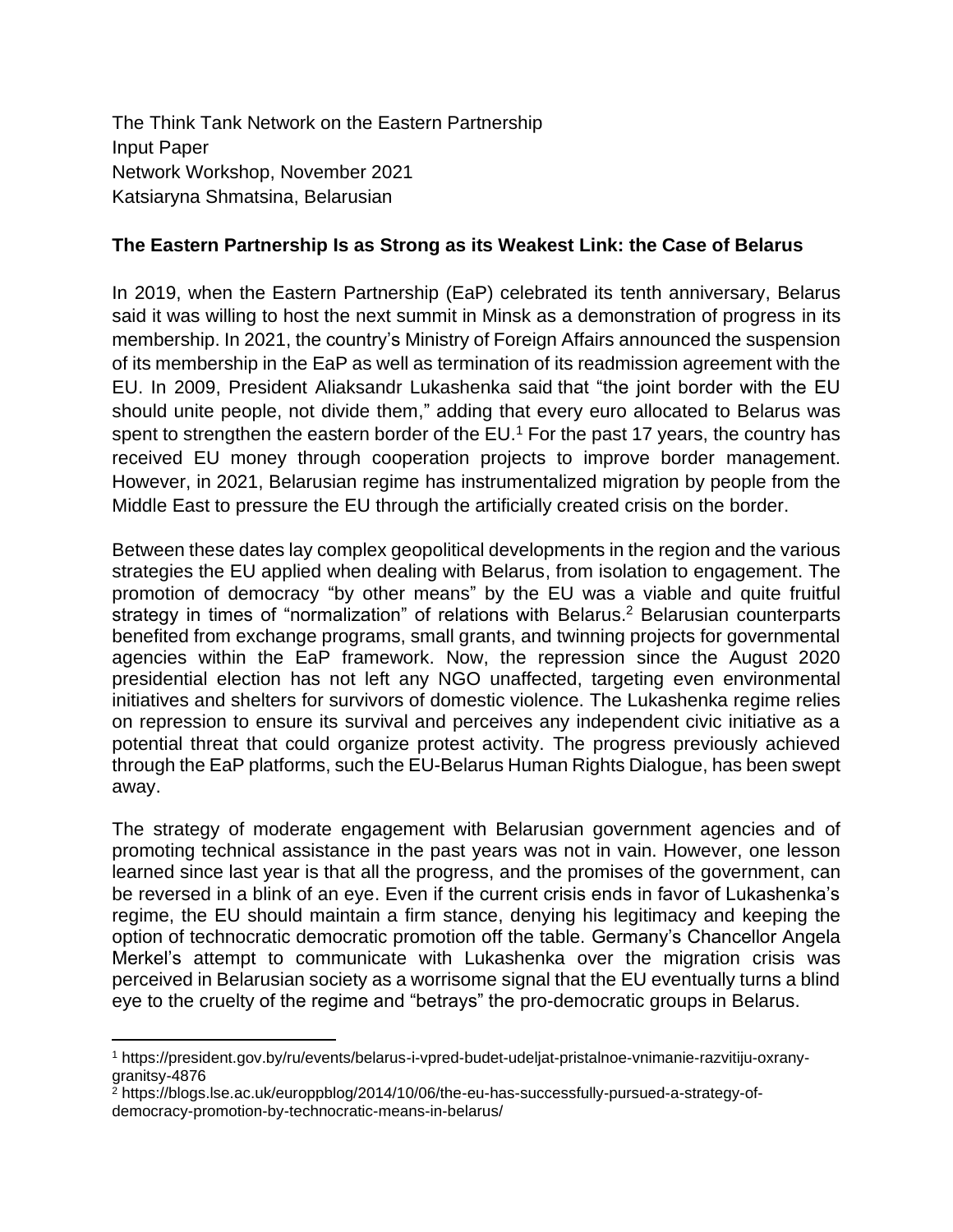The Think Tank Network on the Eastern Partnership
Input Paper
Network Workshop, November 2021
Katsiaryna Shmatsina, Belarusian

**The Eastern Partnership Is as Strong as its Weakest Link: the Case of Belarus**

In 2019, when the Eastern Partnership (EaP) celebrated its tenth anniversary, Belarus said it was willing to host the next summit in Minsk as a demonstration of progress in its membership. In 2021, the country's Ministry of Foreign Affairs announced the suspension of its membership in the EaP as well as termination of its readmission agreement with the EU. In 2009, President Aliaksandr Lukashenka said that "the joint border with the EU should unite people, not divide them," adding that every euro allocated to Belarus was spent to strengthen the eastern border of the EU.[1] For the past 17 years, the country has received EU money through cooperation projects to improve border management. However, in 2021, Belarusian regime has instrumentalized migration by people from the Middle East to pressure the EU through the artificially created crisis on the border.

Between these dates lay complex geopolitical developments in the region and the various strategies the EU applied when dealing with Belarus, from isolation to engagement. The promotion of democracy "by other means" by the EU was a viable and quite fruitful strategy in times of "normalization" of relations with Belarus.[2] Belarusian counterparts benefited from exchange programs, small grants, and twinning projects for governmental agencies within the EaP framework. Now, the repression since the August 2020 presidential election has not left any NGO unaffected, targeting even environmental initiatives and shelters for survivors of domestic violence. The Lukashenka regime relies on repression to ensure its survival and perceives any independent civic initiative as a potential threat that could organize protest activity. The progress previously achieved through the EaP platforms, such the EU-Belarus Human Rights Dialogue, has been swept away.

The strategy of moderate engagement with Belarusian government agencies and of promoting technical assistance in the past years was not in vain. However, one lesson learned since last year is that all the progress, and the promises of the government, can be reversed in a blink of an eye. Even if the current crisis ends in favor of Lukashenka's regime, the EU should maintain a firm stance, denying his legitimacy and keeping the option of technocratic democratic promotion off the table. Germany's Chancellor Angela Merkel's attempt to communicate with Lukashenka over the migration crisis was perceived in Belarusian society as a worrisome signal that the EU eventually turns a blind eye to the cruelty of the regime and "betrays" the pro-democratic groups in Belarus.

---

[1] https://president.gov.by/ru/events/belarus-i-vpred-budet-udeljat-pristalnoe-vnimanie-razvitiju-oxrany-granitsy-4876

[2] https://blogs.lse.ac.uk/europpblog/2014/10/06/the-eu-has-successfully-pursued-a-strategy-of-democracy-promotion-by-technocratic-means-in-belarus/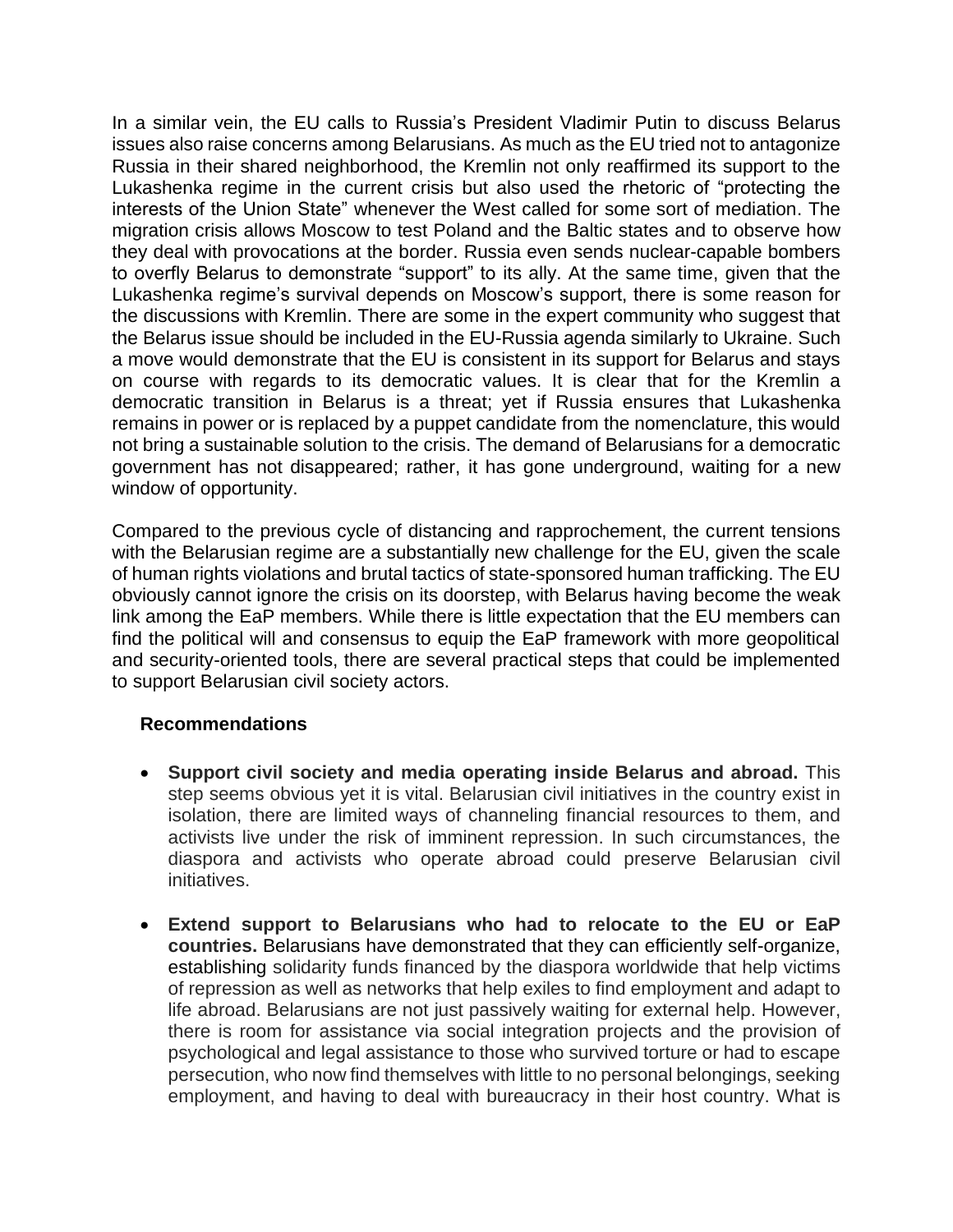In a similar vein, the EU calls to Russia's President Vladimir Putin to discuss Belarus issues also raise concerns among Belarusians. As much as the EU tried not to antagonize Russia in their shared neighborhood, the Kremlin not only reaffirmed its support to the Lukashenka regime in the current crisis but also used the rhetoric of "protecting the interests of the Union State" whenever the West called for some sort of mediation. The migration crisis allows Moscow to test Poland and the Baltic states and to observe how they deal with provocations at the border. Russia even sends nuclear-capable bombers to overfly Belarus to demonstrate "support" to its ally. At the same time, given that the Lukashenka regime's survival depends on Moscow's support, there is some reason for the discussions with Kremlin. There are some in the expert community who suggest that the Belarus issue should be included in the EU-Russia agenda similarly to Ukraine. Such a move would demonstrate that the EU is consistent in its support for Belarus and stays on course with regards to its democratic values. It is clear that for the Kremlin a democratic transition in Belarus is a threat; yet if Russia ensures that Lukashenka remains in power or is replaced by a puppet candidate from the nomenclature, this would not bring a sustainable solution to the crisis. The demand of Belarusians for a democratic government has not disappeared; rather, it has gone underground, waiting for a new window of opportunity.

Compared to the previous cycle of distancing and rapprochement, the current tensions with the Belarusian regime are a substantially new challenge for the EU, given the scale of human rights violations and brutal tactics of state-sponsored human trafficking. The EU obviously cannot ignore the crisis on its doorstep, with Belarus having become the weak link among the EaP members. While there is little expectation that the EU members can find the political will and consensus to equip the EaP framework with more geopolitical and security-oriented tools, there are several practical steps that could be implemented to support Belarusian civil society actors.

### Recommendations

- **Support civil society and media operating inside Belarus and abroad.** This step seems obvious yet it is vital. Belarusian civil initiatives in the country exist in isolation, there are limited ways of channeling financial resources to them, and activists live under the risk of imminent repression. In such circumstances, the diaspora and activists who operate abroad could preserve Belarusian civil initiatives.

- **Extend support to Belarusians who had to relocate to the EU or EaP countries.** Belarusians have demonstrated that they can efficiently self-organize, establishing solidarity funds financed by the diaspora worldwide that help victims of repression as well as networks that help exiles to find employment and adapt to life abroad. Belarusians are not just passively waiting for external help. However, there is room for assistance via social integration projects and the provision of psychological and legal assistance to those who survived torture or had to escape persecution, who now find themselves with little to no personal belongings, seeking employment, and having to deal with bureaucracy in their host country. What is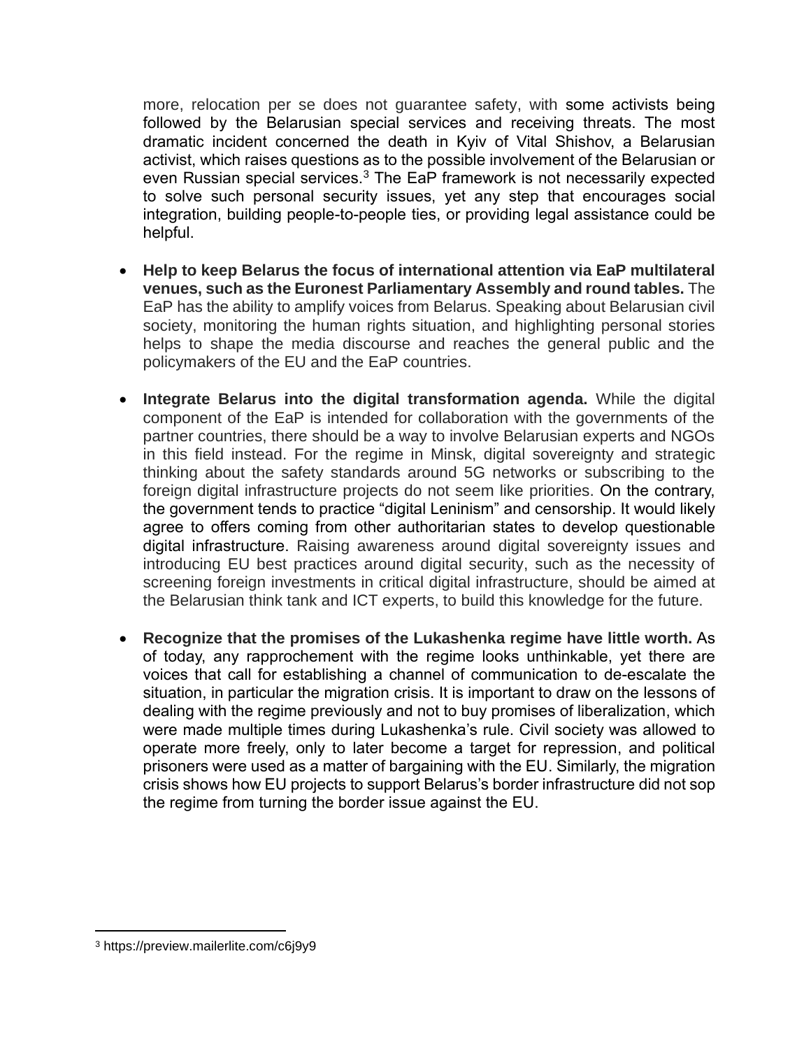more, relocation per se does not guarantee safety, with some activists being followed by the Belarusian special services and receiving threats. The most dramatic incident concerned the death in Kyiv of Vital Shishov, a Belarusian activist, which raises questions as to the possible involvement of the Belarusian or even Russian special services.[3] The EaP framework is not necessarily expected to solve such personal security issues, yet any step that encourages social integration, building people-to-people ties, or providing legal assistance could be helpful.

- **Help to keep Belarus the focus of international attention via EaP multilateral venues, such as the Euronest Parliamentary Assembly and round tables.** The EaP has the ability to amplify voices from Belarus. Speaking about Belarusian civil society, monitoring the human rights situation, and highlighting personal stories helps to shape the media discourse and reaches the general public and the policymakers of the EU and the EaP countries.

- **Integrate Belarus into the digital transformation agenda.** While the digital component of the EaP is intended for collaboration with the governments of the partner countries, there should be a way to involve Belarusian experts and NGOs in this field instead. For the regime in Minsk, digital sovereignty and strategic thinking about the safety standards around 5G networks or subscribing to the foreign digital infrastructure projects do not seem like priorities. On the contrary, the government tends to practice "digital Leninism" and censorship. It would likely agree to offers coming from other authoritarian states to develop questionable digital infrastructure. Raising awareness around digital sovereignty issues and introducing EU best practices around digital security, such as the necessity of screening foreign investments in critical digital infrastructure, should be aimed at the Belarusian think tank and ICT experts, to build this knowledge for the future.

- **Recognize that the promises of the Lukashenka regime have little worth.** As of today, any rapprochement with the regime looks unthinkable, yet there are voices that call for establishing a channel of communication to de-escalate the situation, in particular the migration crisis. It is important to draw on the lessons of dealing with the regime previously and not to buy promises of liberalization, which were made multiple times during Lukashenka's rule. Civil society was allowed to operate more freely, only to later become a target for repression, and political prisoners were used as a matter of bargaining with the EU. Similarly, the migration crisis shows how EU projects to support Belarus's border infrastructure did not sop the regime from turning the border issue against the EU.

---

[3] https://preview.mailerlite.com/c6j9y9